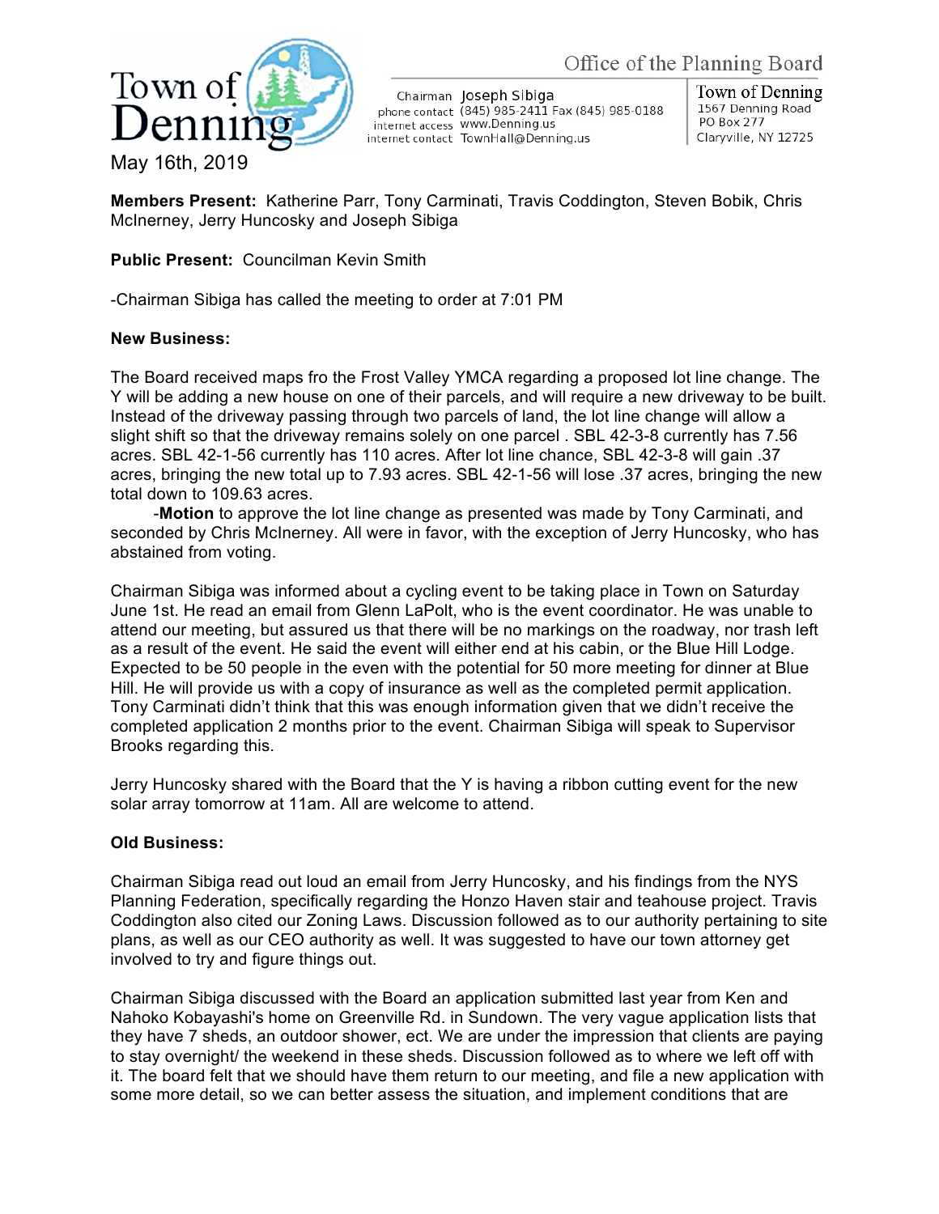Town of Denning

Office of the Planning Board

Chairman Joseph Sibiga
phone contact (845) 985-2411 Fax (845) 985-0188
internet access www.Denning.us
internet contact TownHall@Denning.us

Town of Denning
1567 Denning Road
PO Box 277
Claryville, NY 12725

May 16th, 2019

**Members Present:** Katherine Parr, Tony Carminati, Travis Coddington, Steven Bobik, Chris McInerney, Jerry Huncosky and Joseph Sibiga

**Public Present:** Councilman Kevin Smith

-Chairman Sibiga has called the meeting to order at 7:01 PM

**New Business:**

The Board received maps fro the Frost Valley YMCA regarding a proposed lot line change. The Y will be adding a new house on one of their parcels, and will require a new driveway to be built. Instead of the driveway passing through two parcels of land, the lot line change will allow a slight shift so that the driveway remains solely on one parcel . SBL 42-3-8 currently has 7.56 acres. SBL 42-1-56 currently has 110 acres. After lot line chance, SBL 42-3-8 will gain .37 acres, bringing the new total up to 7.93 acres. SBL 42-1-56 will lose .37 acres, bringing the new total down to 109.63 acres.

-**Motion** to approve the lot line change as presented was made by Tony Carminati, and seconded by Chris McInerney. All were in favor, with the exception of Jerry Huncosky, who has abstained from voting.

Chairman Sibiga was informed about a cycling event to be taking place in Town on Saturday June 1st. He read an email from Glenn LaPolt, who is the event coordinator. He was unable to attend our meeting, but assured us that there will be no markings on the roadway, nor trash left as a result of the event. He said the event will either end at his cabin, or the Blue Hill Lodge. Expected to be 50 people in the even with the potential for 50 more meeting for dinner at Blue Hill. He will provide us with a copy of insurance as well as the completed permit application. Tony Carminati didn't think that this was enough information given that we didn't receive the completed application 2 months prior to the event. Chairman Sibiga will speak to Supervisor Brooks regarding this.

Jerry Huncosky shared with the Board that the Y is having a ribbon cutting event for the new solar array tomorrow at 11am. All are welcome to attend.

**Old Business:**

Chairman Sibiga read out loud an email from Jerry Huncosky, and his findings from the NYS Planning Federation, specifically regarding the Honzo Haven stair and teahouse project. Travis Coddington also cited our Zoning Laws. Discussion followed as to our authority pertaining to site plans, as well as our CEO authority as well. It was suggested to have our town attorney get involved to try and figure things out.

Chairman Sibiga discussed with the Board an application submitted last year from Ken and Nahoko Kobayashi's home on Greenville Rd. in Sundown. The very vague application lists that they have 7 sheds, an outdoor shower, ect. We are under the impression that clients are paying to stay overnight/ the weekend in these sheds. Discussion followed as to where we left off with it. The board felt that we should have them return to our meeting, and file a new application with some more detail, so we can better assess the situation, and implement conditions that are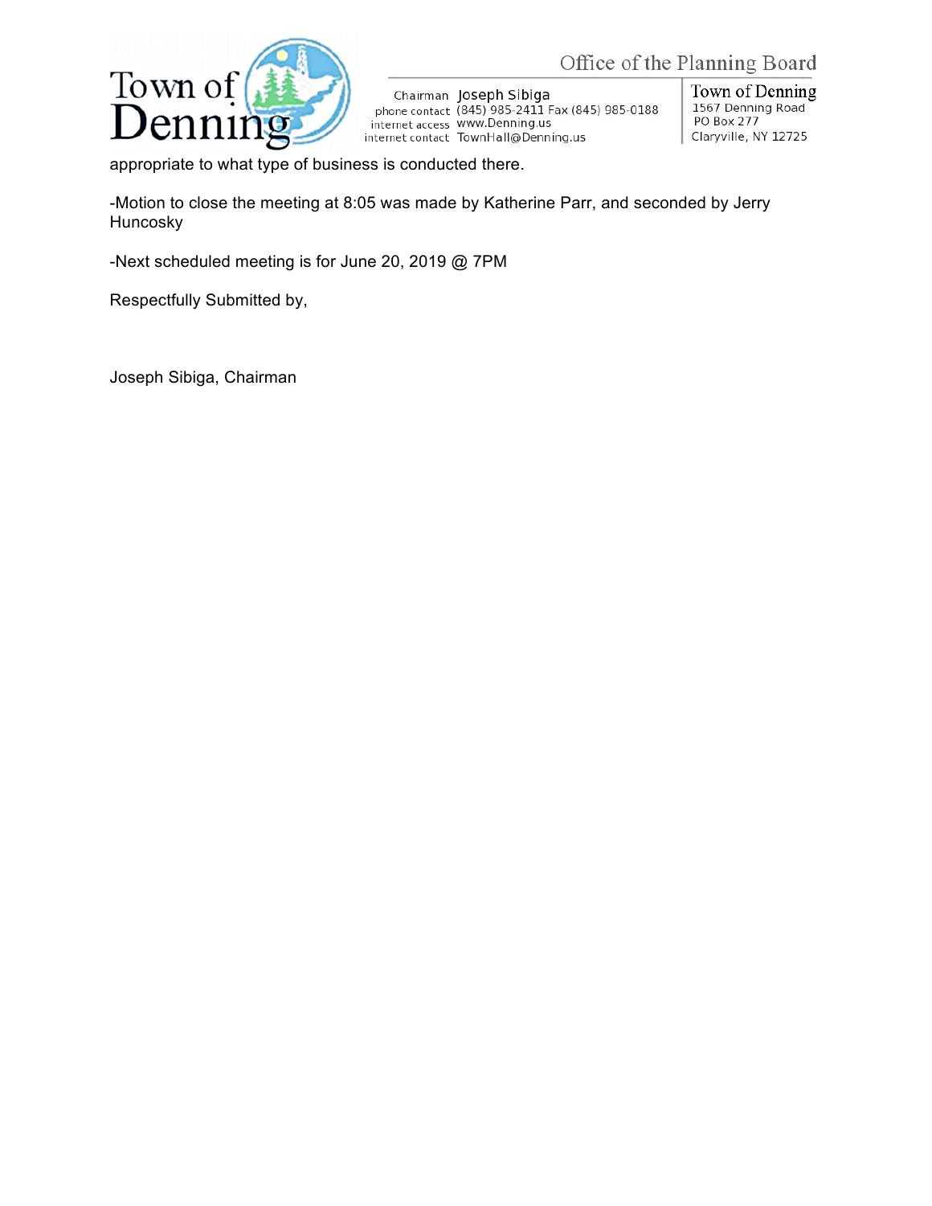appropriate to what type of business is conducted there.

-Motion to close the meeting at 8:05 was made by Katherine Parr, and seconded by Jerry Huncosky

-Next scheduled meeting is for June 20, 2019 @ 7PM

Respectfully Submitted by,

Joseph Sibiga, Chairman